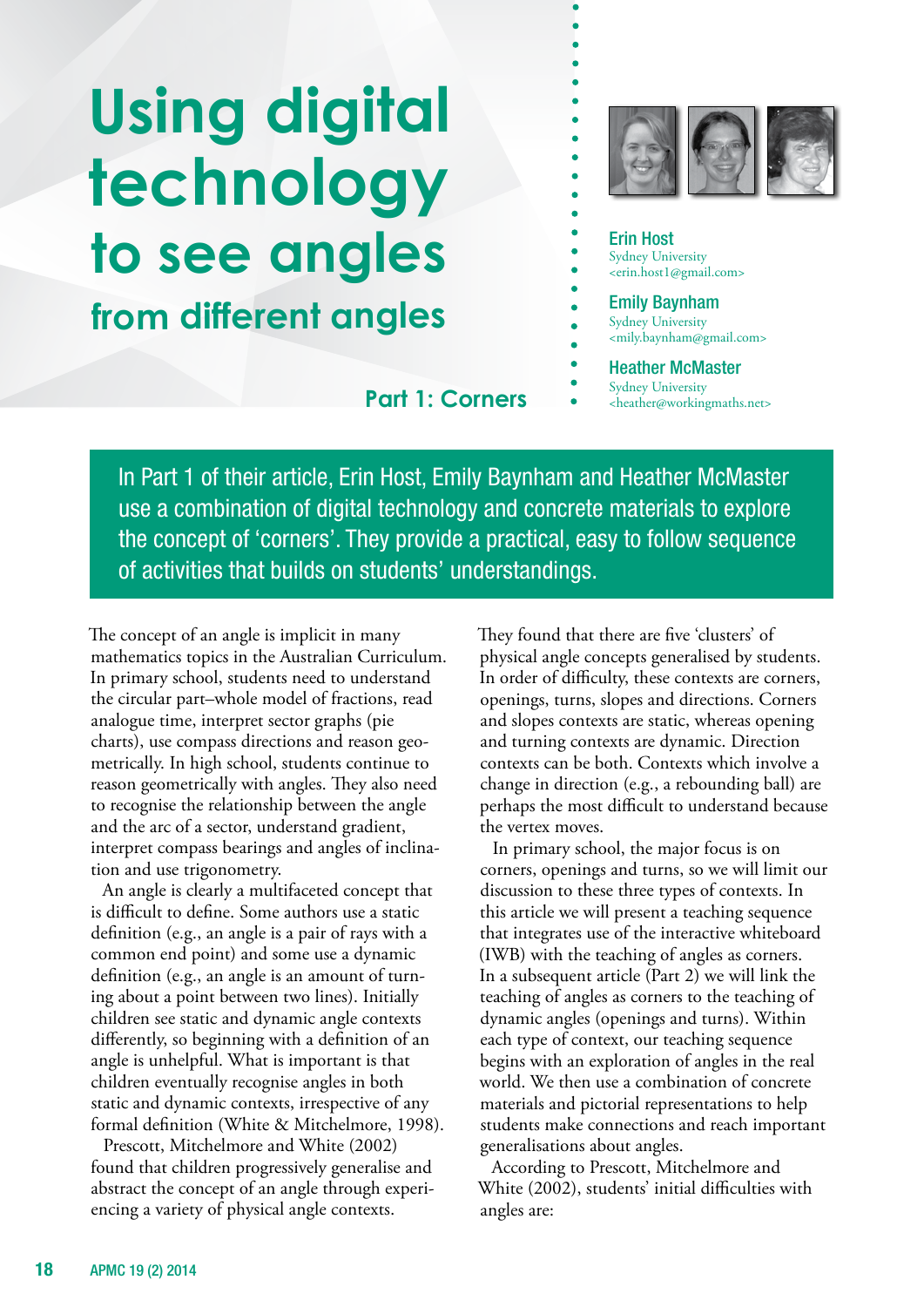# Using digital technology to see angles from different angles

## Part 1: Corners

**Erin Host**
Sydney University
<erin.host1@gmail.com>

**Emily Baynham**
Sydney University
<mily.baynham@gmail.com>

**Heather McMaster**
Sydney University
<heather@workingmaths.net>

In Part 1 of their article, Erin Host, Emily Baynham and Heather McMaster use a combination of digital technology and concrete materials to explore the concept of 'corners'. They provide a practical, easy to follow sequence of activities that builds on students' understandings.

The concept of an angle is implicit in many mathematics topics in the Australian Curriculum. In primary school, students need to understand the circular part–whole model of fractions, read analogue time, interpret sector graphs (pie charts), use compass directions and reason geometrically. In high school, students continue to reason geometrically with angles. They also need to recognise the relationship between the angle and the arc of a sector, understand gradient, interpret compass bearings and angles of inclination and use trigonometry.

An angle is clearly a multifaceted concept that is difficult to define. Some authors use a static definition (e.g., an angle is a pair of rays with a common end point) and some use a dynamic definition (e.g., an angle is an amount of turning about a point between two lines). Initially children see static and dynamic angle contexts differently, so beginning with a definition of an angle is unhelpful. What is important is that children eventually recognise angles in both static and dynamic contexts, irrespective of any formal definition (White & Mitchelmore, 1998).

Prescott, Mitchelmore and White (2002) found that children progressively generalise and abstract the concept of an angle through experiencing a variety of physical angle contexts. They found that there are five 'clusters' of physical angle concepts generalised by students. In order of difficulty, these contexts are corners, openings, turns, slopes and directions. Corners and slopes contexts are static, whereas opening and turning contexts are dynamic. Direction contexts can be both. Contexts which involve a change in direction (e.g., a rebounding ball) are perhaps the most difficult to understand because the vertex moves.

In primary school, the major focus is on corners, openings and turns, so we will limit our discussion to these three types of contexts. In this article we will present a teaching sequence that integrates use of the interactive whiteboard (IWB) with the teaching of angles as corners. In a subsequent article (Part 2) we will link the teaching of angles as corners to the teaching of dynamic angles (openings and turns). Within each type of context, our teaching sequence begins with an exploration of angles in the real world. We then use a combination of concrete materials and pictorial representations to help students make connections and reach important generalisations about angles.

According to Prescott, Mitchelmore and White (2002), students' initial difficulties with angles are: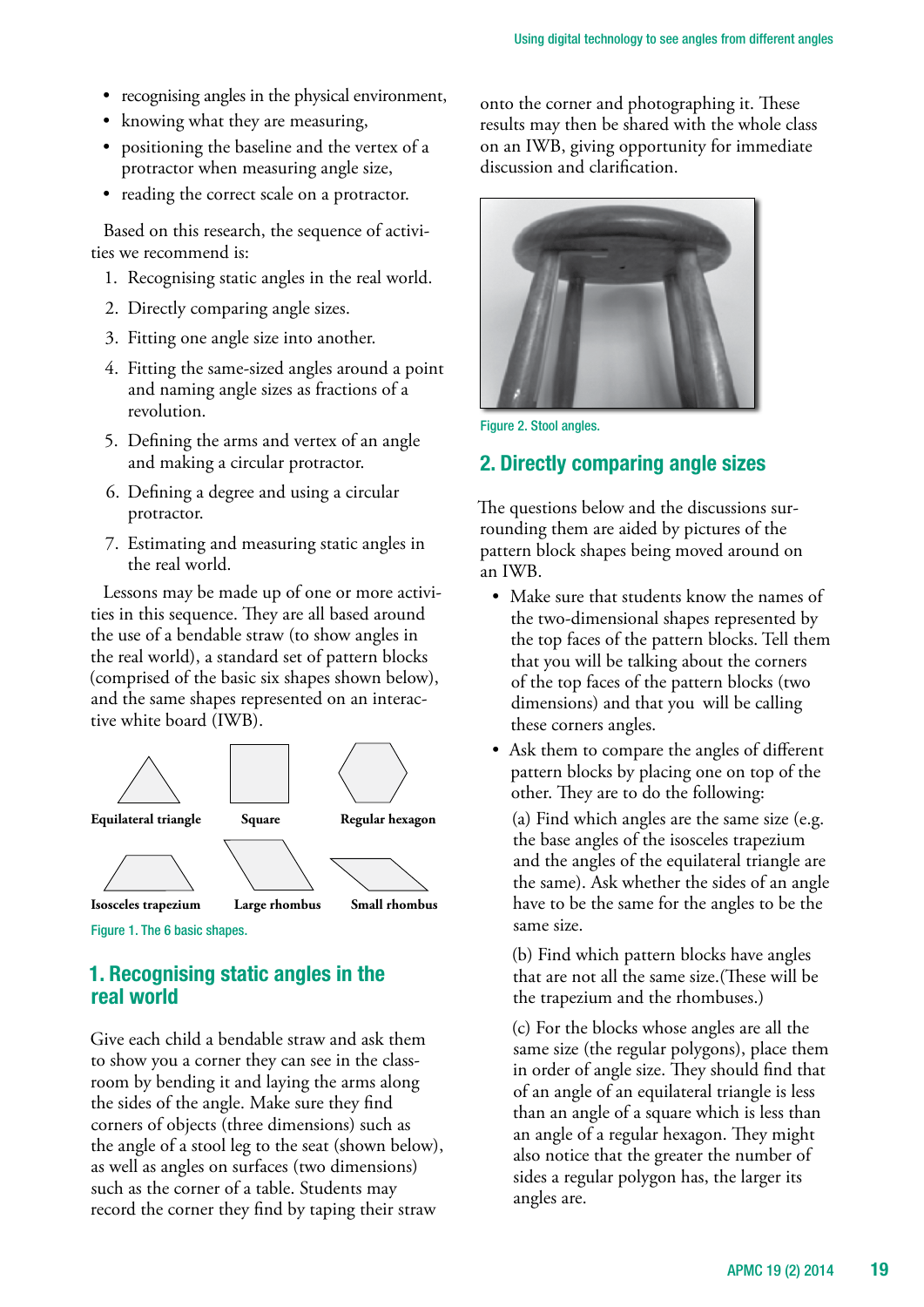- recognising angles in the physical environment,
- knowing what they are measuring,
- positioning the baseline and the vertex of a protractor when measuring angle size,
- reading the correct scale on a protractor.

Based on this research, the sequence of activities we recommend is:

1. Recognising static angles in the real world.
2. Directly comparing angle sizes.
3. Fitting one angle size into another.
4. Fitting the same-sized angles around a point and naming angle sizes as fractions of a revolution.
5. Defining the arms and vertex of an angle and making a circular protractor.
6. Defining a degree and using a circular protractor.
7. Estimating and measuring static angles in the real world.

Lessons may be made up of one or more activities in this sequence. They are all based around the use of a bendable straw (to show angles in the real world), a standard set of pattern blocks (comprised of the basic six shapes shown below), and the same shapes represented on an interactive white board (IWB).

Equilateral triangle | Square | Regular hexagon

Isosceles trapezium | Large rhombus | Small rhombus

Figure 1. The 6 basic shapes.

## 1. Recognising static angles in the real world

Give each child a bendable straw and ask them to show you a corner they can see in the classroom by bending it and laying the arms along the sides of the angle. Make sure they find corners of objects (three dimensions) such as the angle of a stool leg to the seat (shown below), as well as angles on surfaces (two dimensions) such as the corner of a table. Students may record the corner they find by taping their straw onto the corner and photographing it. These results may then be shared with the whole class on an IWB, giving opportunity for immediate discussion and clarification.

Figure 2. Stool angles.

## 2. Directly comparing angle sizes

The questions below and the discussions surrounding them are aided by pictures of the pattern block shapes being moved around on an IWB.

- Make sure that students know the names of the two-dimensional shapes represented by the top faces of the pattern blocks. Tell them that you will be talking about the corners of the top faces of the pattern blocks (two dimensions) and that you will be calling these corners angles.
- Ask them to compare the angles of different pattern blocks by placing one on top of the other. They are to do the following:

  (a) Find which angles are the same size (e.g. the base angles of the isosceles trapezium and the angles of the equilateral triangle are the same). Ask whether the sides of an angle have to be the same for the angles to be the same size.

  (b) Find which pattern blocks have angles that are not all the same size.(These will be the trapezium and the rhombuses.)

  (c) For the blocks whose angles are all the same size (the regular polygons), place them in order of angle size. They should find that of an angle of an equilateral triangle is less than an angle of a square which is less than an angle of a regular hexagon. They might also notice that the greater the number of sides a regular polygon has, the larger its angles are.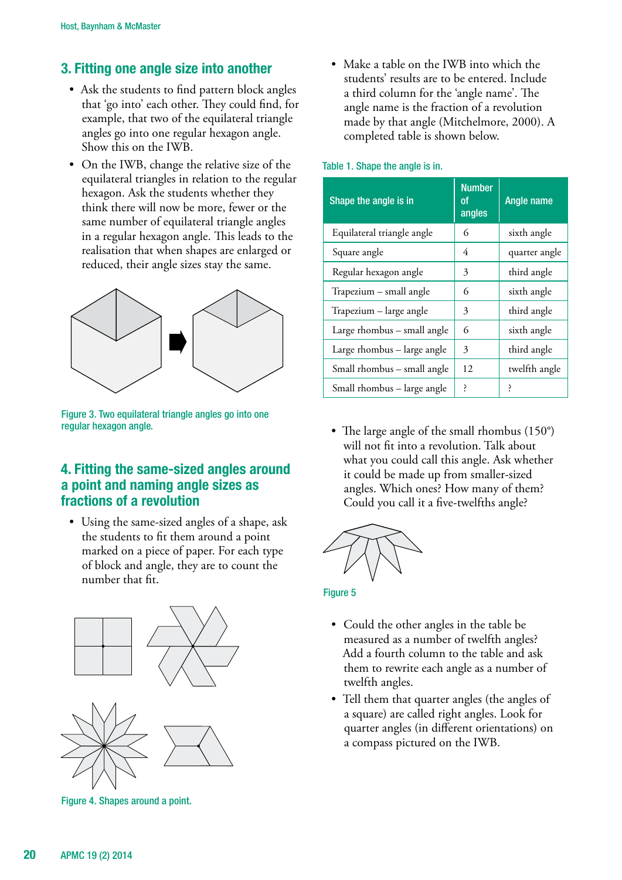## 3. Fitting one angle size into another

- Ask the students to find pattern block angles that 'go into' each other. They could find, for example, that two of the equilateral triangle angles go into one regular hexagon angle. Show this on the IWB.
- On the IWB, change the relative size of the equilateral triangles in relation to the regular hexagon. Ask the students whether they think there will now be more, fewer or the same number of equilateral triangle angles in a regular hexagon angle. This leads to the realisation that when shapes are enlarged or reduced, their angle sizes stay the same.

Figure 3. Two equilateral triangle angles go into one regular hexagon angle.

## 4. Fitting the same-sized angles around a point and naming angle sizes as fractions of a revolution

- Using the same-sized angles of a shape, ask the students to fit them around a point marked on a piece of paper. For each type of block and angle, they are to count the number that fit.

Figure 4. Shapes around a point.

- Make a table on the IWB into which the students' results are to be entered. Include a third column for the 'angle name'. The angle name is the fraction of a revolution made by that angle (Mitchelmore, 2000). A completed table is shown below.

Table 1. Shape the angle is in.

| Shape the angle is in | Number of angles | Angle name |
|---|---|---|
| Equilateral triangle angle | 6 | sixth angle |
| Square angle | 4 | quarter angle |
| Regular hexagon angle | 3 | third angle |
| Trapezium – small angle | 6 | sixth angle |
| Trapezium – large angle | 3 | third angle |
| Large rhombus – small angle | 6 | sixth angle |
| Large rhombus – large angle | 3 | third angle |
| Small rhombus – small angle | 12 | twelfth angle |
| Small rhombus – large angle | ? | ? |

- The large angle of the small rhombus (150°) will not fit into a revolution. Talk about what you could call this angle. Ask whether it could be made up from smaller-sized angles. Which ones? How many of them? Could you call it a five-twelfths angle?

Figure 5

- Could the other angles in the table be measured as a number of twelfth angles? Add a fourth column to the table and ask them to rewrite each angle as a number of twelfth angles.
- Tell them that quarter angles (the angles of a square) are called right angles. Look for quarter angles (in different orientations) on a compass pictured on the IWB.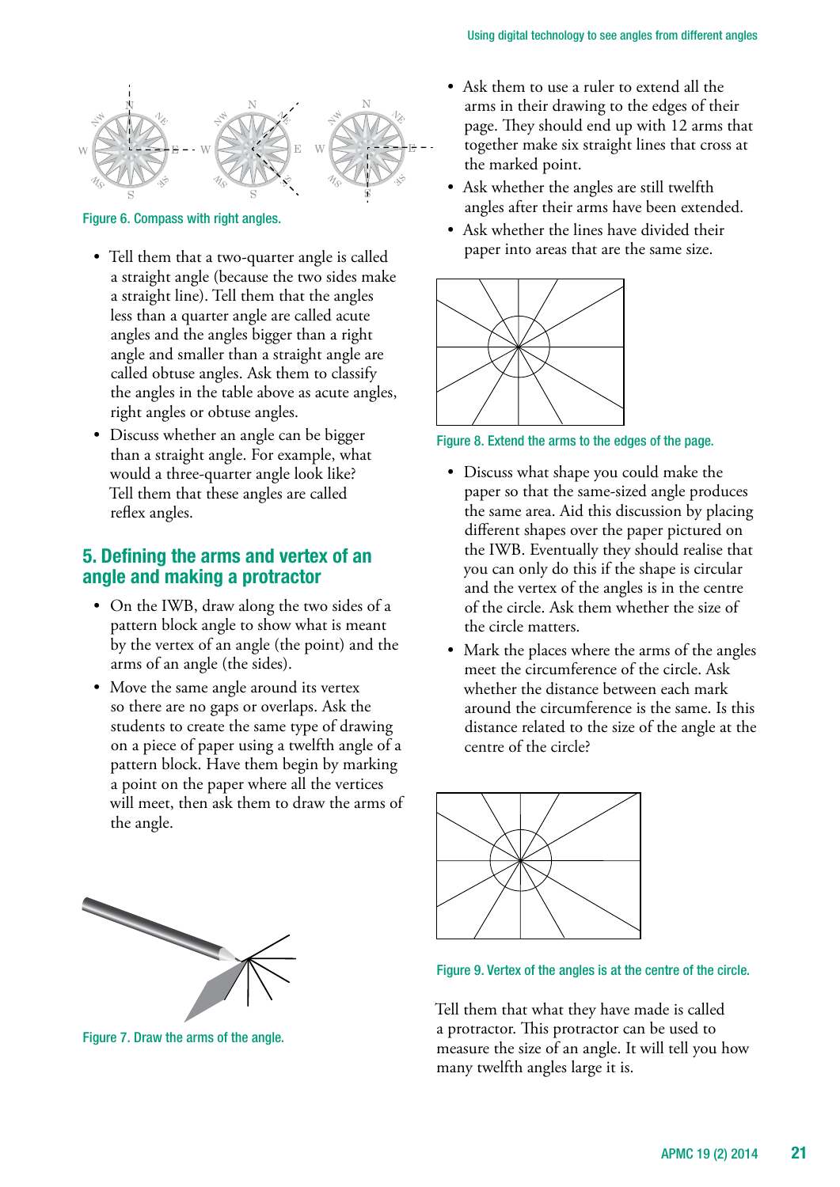Figure 6. Compass with right angles.

- Tell them that a two-quarter angle is called a straight angle (because the two sides make a straight line). Tell them that the angles less than a quarter angle are called acute angles and the angles bigger than a right angle and smaller than a straight angle are called obtuse angles. Ask them to classify the angles in the table above as acute angles, right angles or obtuse angles.
- Discuss whether an angle can be bigger than a straight angle. For example, what would a three-quarter angle look like? Tell them that these angles are called reflex angles.

## 5. Defining the arms and vertex of an angle and making a protractor

- On the IWB, draw along the two sides of a pattern block angle to show what is meant by the vertex of an angle (the point) and the arms of an angle (the sides).
- Move the same angle around its vertex so there are no gaps or overlaps. Ask the students to create the same type of drawing on a piece of paper using a twelfth angle of a pattern block. Have them begin by marking a point on the paper where all the vertices will meet, then ask them to draw the arms of the angle.

Figure 7. Draw the arms of the angle.

- Ask them to use a ruler to extend all the arms in their drawing to the edges of their page. They should end up with 12 arms that together make six straight lines that cross at the marked point.
- Ask whether the angles are still twelfth angles after their arms have been extended.
- Ask whether the lines have divided their paper into areas that are the same size.

Figure 8. Extend the arms to the edges of the page.

- Discuss what shape you could make the paper so that the same-sized angle produces the same area. Aid this discussion by placing different shapes over the paper pictured on the IWB. Eventually they should realise that you can only do this if the shape is circular and the vertex of the angles is in the centre of the circle. Ask them whether the size of the circle matters.
- Mark the places where the arms of the angles meet the circumference of the circle. Ask whether the distance between each mark around the circumference is the same. Is this distance related to the size of the angle at the centre of the circle?

Figure 9. Vertex of the angles is at the centre of the circle.

Tell them that what they have made is called a protractor. This protractor can be used to measure the size of an angle. It will tell you how many twelfth angles large it is.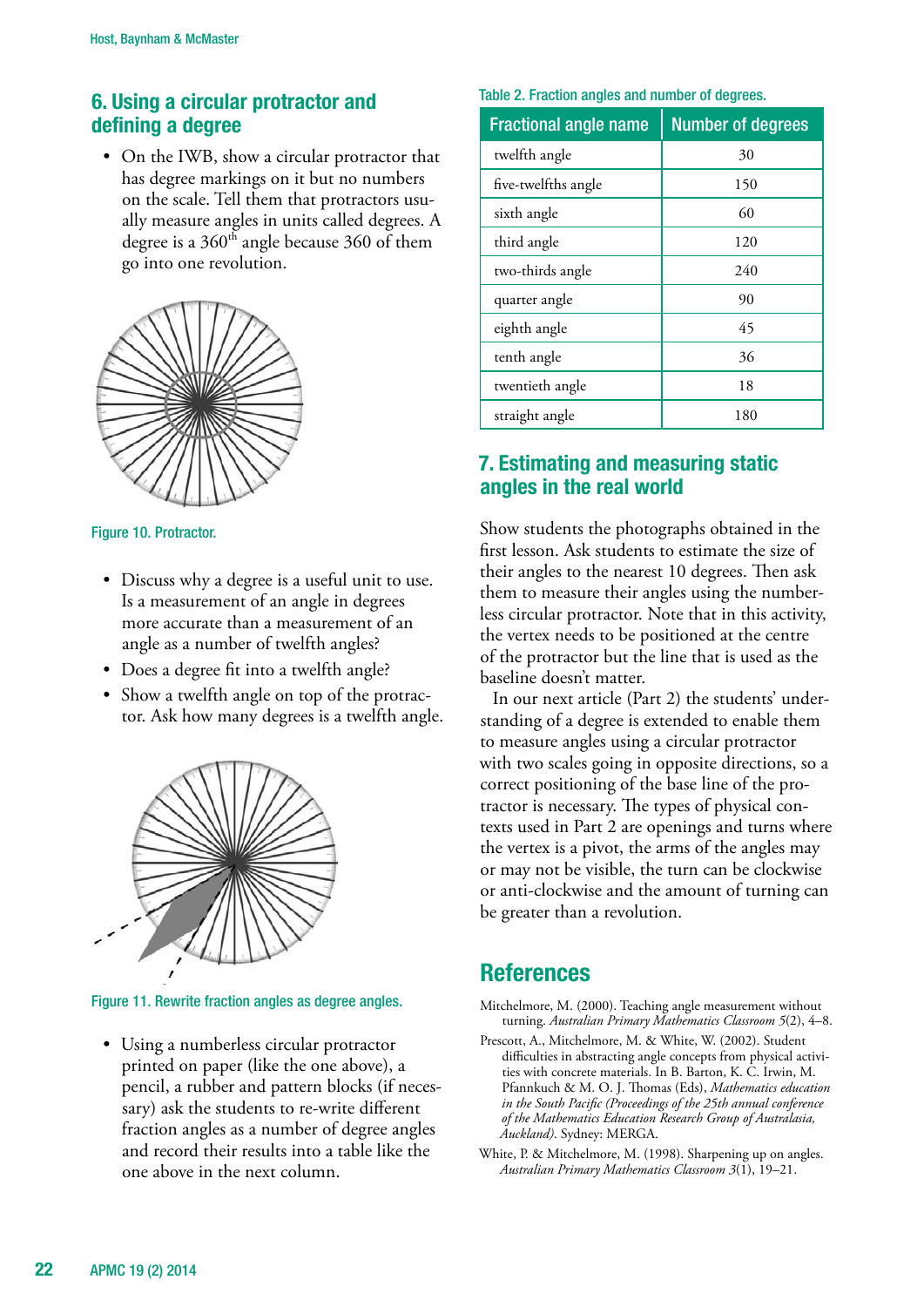## 6. Using a circular protractor and defining a degree

- On the IWB, show a circular protractor that has degree markings on it but no numbers on the scale. Tell them that protractors usually measure angles in units called degrees. A degree is a 360th angle because 360 of them go into one revolution.

Figure 10. Protractor.

- Discuss why a degree is a useful unit to use. Is a measurement of an angle in degrees more accurate than a measurement of an angle as a number of twelfth angles?
- Does a degree fit into a twelfth angle?
- Show a twelfth angle on top of the protractor. Ask how many degrees is a twelfth angle.

Figure 11. Rewrite fraction angles as degree angles.

- Using a numberless circular protractor printed on paper (like the one above), a pencil, a rubber and pattern blocks (if necessary) ask the students to re-write different fraction angles as a number of degree angles and record their results into a table like the one above in the next column.

Table 2. Fraction angles and number of degrees.

| Fractional angle name | Number of degrees |
|---|---|
| twelfth angle | 30 |
| five-twelfths angle | 150 |
| sixth angle | 60 |
| third angle | 120 |
| two-thirds angle | 240 |
| quarter angle | 90 |
| eighth angle | 45 |
| tenth angle | 36 |
| twentieth angle | 18 |
| straight angle | 180 |

## 7. Estimating and measuring static angles in the real world

Show students the photographs obtained in the first lesson. Ask students to estimate the size of their angles to the nearest 10 degrees. Then ask them to measure their angles using the numberless circular protractor. Note that in this activity, the vertex needs to be positioned at the centre of the protractor but the line that is used as the baseline doesn't matter.

In our next article (Part 2) the students' understanding of a degree is extended to enable them to measure angles using a circular protractor with two scales going in opposite directions, so a correct positioning of the base line of the protractor is necessary. The types of physical contexts used in Part 2 are openings and turns where the vertex is a pivot, the arms of the angles may or may not be visible, the turn can be clockwise or anti-clockwise and the amount of turning can be greater than a revolution.

## References

Mitchelmore, M. (2000). Teaching angle measurement without turning. *Australian Primary Mathematics Classroom 5*(2), 4–8.

Prescott, A., Mitchelmore, M. & White, W. (2002). Student difficulties in abstracting angle concepts from physical activities with concrete materials. In B. Barton, K. C. Irwin, M. Pfannkuch & M. O. J. Thomas (Eds), *Mathematics education in the South Pacific (Proceedings of the 25th annual conference of the Mathematics Education Research Group of Australasia, Auckland)*. Sydney: MERGA.

White, P. & Mitchelmore, M. (1998). Sharpening up on angles. *Australian Primary Mathematics Classroom 3*(1), 19–21.